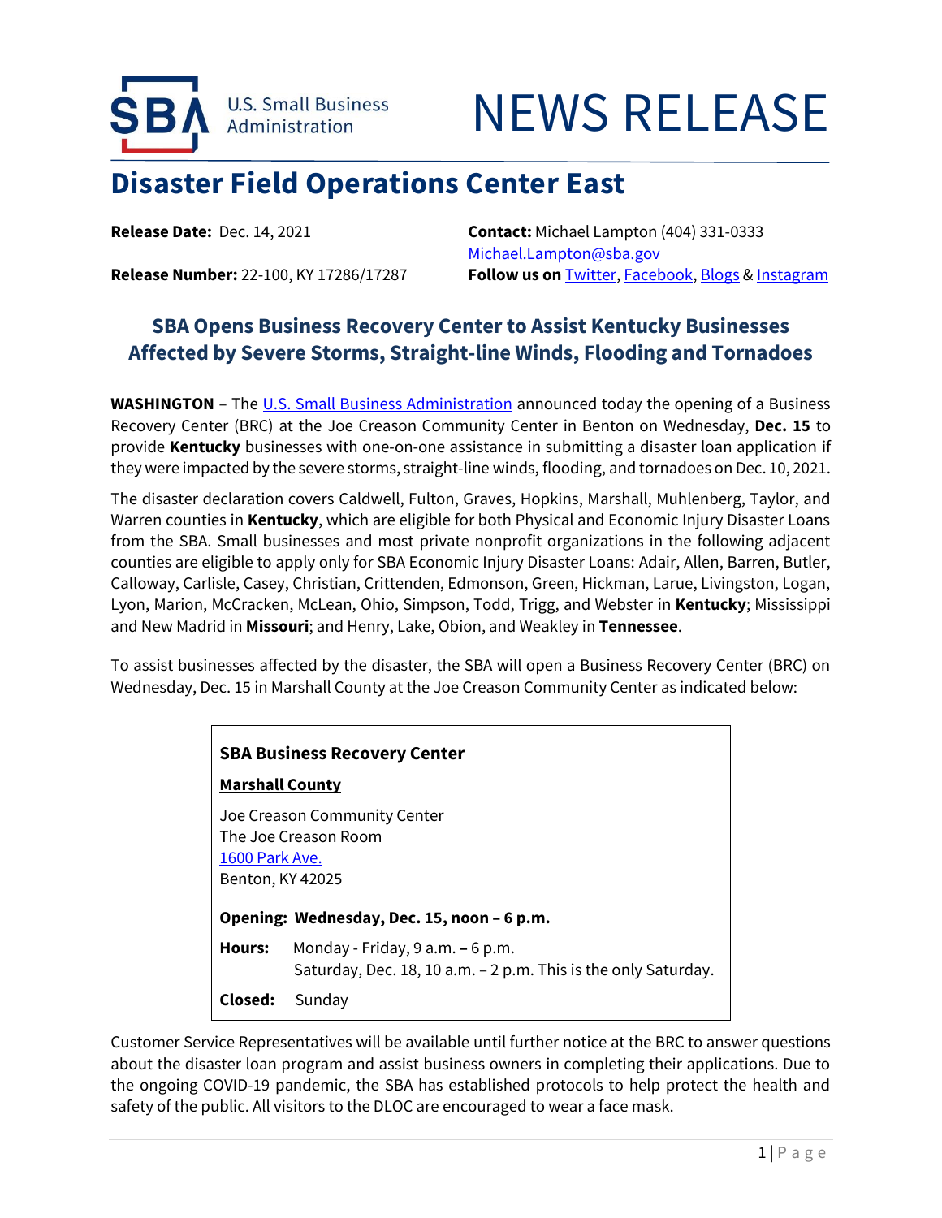U.S. Small Business Administration

# NEWS RELEASE

## Disaster Field Operations Center East

**Release Date:** Dec. 14, 2021

**Release Number:** 22-100, KY 17286/17287

**Contact:** Michael Lampton (404) 331-0333
Michael.Lampton@sba.gov

**Follow us on** Twitter, Facebook, Blogs & Instagram

### SBA Opens Business Recovery Center to Assist Kentucky Businesses Affected by Severe Storms, Straight-line Winds, Flooding and Tornadoes

**WASHINGTON** – The U.S. Small Business Administration announced today the opening of a Business Recovery Center (BRC) at the Joe Creason Community Center in Benton on Wednesday, **Dec. 15** to provide **Kentucky** businesses with one-on-one assistance in submitting a disaster loan application if they were impacted by the severe storms, straight-line winds, flooding, and tornadoes on Dec. 10, 2021.

The disaster declaration covers Caldwell, Fulton, Graves, Hopkins, Marshall, Muhlenberg, Taylor, and Warren counties in **Kentucky**, which are eligible for both Physical and Economic Injury Disaster Loans from the SBA. Small businesses and most private nonprofit organizations in the following adjacent counties are eligible to apply only for SBA Economic Injury Disaster Loans: Adair, Allen, Barren, Butler, Calloway, Carlisle, Casey, Christian, Crittenden, Edmonson, Green, Hickman, Larue, Livingston, Logan, Lyon, Marion, McCracken, McLean, Ohio, Simpson, Todd, Trigg, and Webster in **Kentucky**; Mississippi and New Madrid in **Missouri**; and Henry, Lake, Obion, and Weakley in **Tennessee**.

To assist businesses affected by the disaster, the SBA will open a Business Recovery Center (BRC) on Wednesday, Dec. 15 in Marshall County at the Joe Creason Community Center as indicated below:

**SBA Business Recovery Center**

**Marshall County**

Joe Creason Community Center
The Joe Creason Room
1600 Park Ave.
Benton, KY 42025

**Opening: Wednesday, Dec. 15, noon – 6 p.m.**

**Hours:** Monday - Friday, 9 a.m. **–** 6 p.m.
Saturday, Dec. 18, 10 a.m. – 2 p.m. This is the only Saturday.

**Closed:** Sunday

Customer Service Representatives will be available until further notice at the BRC to answer questions about the disaster loan program and assist business owners in completing their applications. Due to the ongoing COVID-19 pandemic, the SBA has established protocols to help protect the health and safety of the public. All visitors to the DLOC are encouraged to wear a face mask.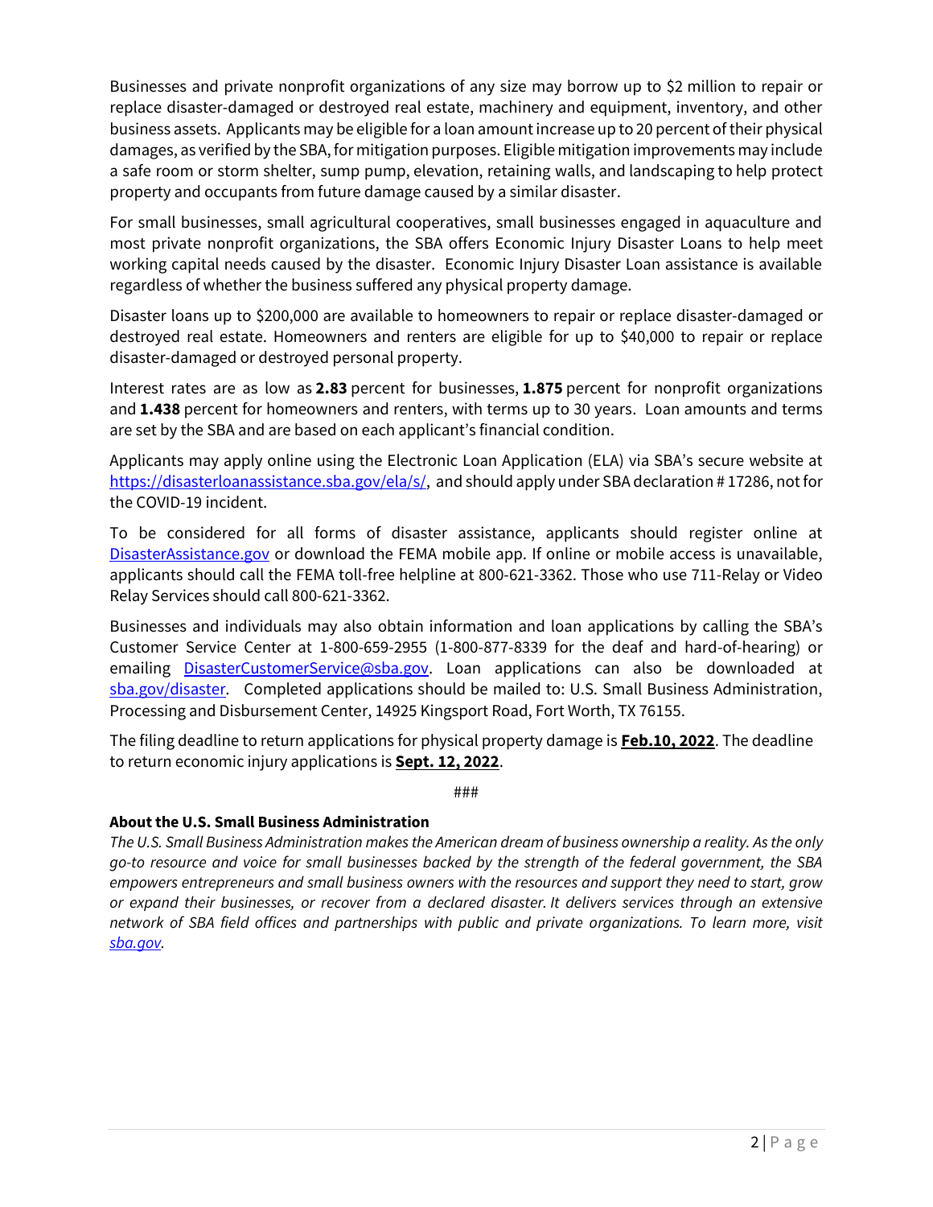Businesses and private nonprofit organizations of any size may borrow up to $2 million to repair or replace disaster-damaged or destroyed real estate, machinery and equipment, inventory, and other business assets. Applicants may be eligible for a loan amount increase up to 20 percent of their physical damages, as verified by the SBA, for mitigation purposes. Eligible mitigation improvements may include a safe room or storm shelter, sump pump, elevation, retaining walls, and landscaping to help protect property and occupants from future damage caused by a similar disaster.

For small businesses, small agricultural cooperatives, small businesses engaged in aquaculture and most private nonprofit organizations, the SBA offers Economic Injury Disaster Loans to help meet working capital needs caused by the disaster. Economic Injury Disaster Loan assistance is available regardless of whether the business suffered any physical property damage.

Disaster loans up to $200,000 are available to homeowners to repair or replace disaster-damaged or destroyed real estate. Homeowners and renters are eligible for up to $40,000 to repair or replace disaster-damaged or destroyed personal property.

Interest rates are as low as **2.83** percent for businesses, **1.875** percent for nonprofit organizations and **1.438** percent for homeowners and renters, with terms up to 30 years. Loan amounts and terms are set by the SBA and are based on each applicant's financial condition.

Applicants may apply online using the Electronic Loan Application (ELA) via SBA's secure website at https://disasterloanassistance.sba.gov/ela/s/, and should apply under SBA declaration # 17286, not for the COVID-19 incident.

To be considered for all forms of disaster assistance, applicants should register online at DisasterAssistance.gov or download the FEMA mobile app. If online or mobile access is unavailable, applicants should call the FEMA toll-free helpline at 800-621-3362. Those who use 711-Relay or Video Relay Services should call 800-621-3362.

Businesses and individuals may also obtain information and loan applications by calling the SBA's Customer Service Center at 1-800-659-2955 (1-800-877-8339 for the deaf and hard-of-hearing) or emailing DisasterCustomerService@sba.gov. Loan applications can also be downloaded at sba.gov/disaster. Completed applications should be mailed to: U.S. Small Business Administration, Processing and Disbursement Center, 14925 Kingsport Road, Fort Worth, TX 76155.

The filing deadline to return applications for physical property damage is **Feb.10, 2022**. The deadline to return economic injury applications is **Sept. 12, 2022**.

###

**About the U.S. Small Business Administration**

*The U.S. Small Business Administration makes the American dream of business ownership a reality. As the only go-to resource and voice for small businesses backed by the strength of the federal government, the SBA empowers entrepreneurs and small business owners with the resources and support they need to start, grow or expand their businesses, or recover from a declared disaster. It delivers services through an extensive network of SBA field offices and partnerships with public and private organizations. To learn more, visit sba.gov.*